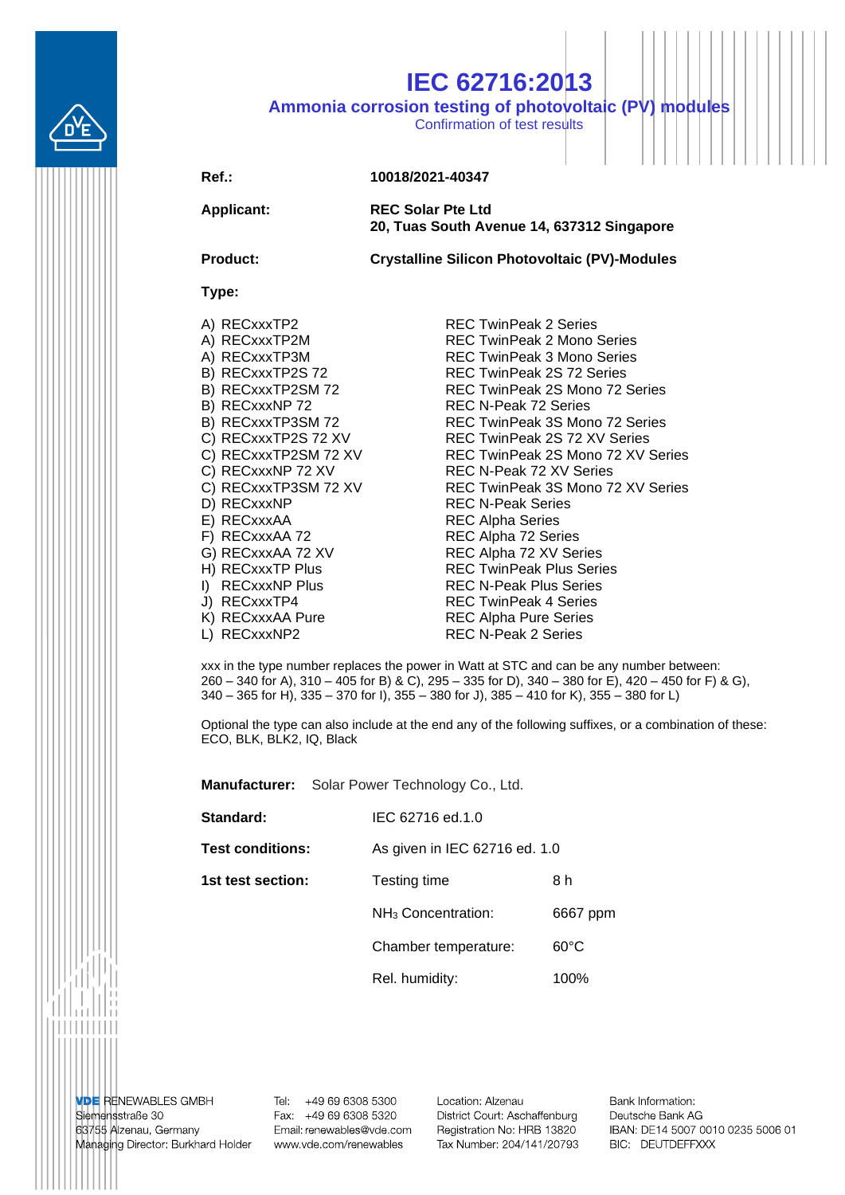# IEC 62716:2013

## Ammonia corrosion testing of photovoltaic (PV) modules

Confirmation of test results

| | |
|---|---|
| **Ref.:** | **10018/2021-40347** |
| **Applicant:** | **REC Solar Pte Ltd**<br>**20, Tuas South Avenue 14, 637312 Singapore** |
| **Product:** | **Crystalline Silicon Photovoltaic (PV)-Modules** |

**Type:**

| | |
|---|---|
| A) RECxxxTP2 | REC TwinPeak 2 Series |
| A) RECxxxTP2M | REC TwinPeak 2 Mono Series |
| A) RECxxxTP3M | REC TwinPeak 3 Mono Series |
| B) RECxxxTP2S 72 | REC TwinPeak 2S 72 Series |
| B) RECxxxTP2SM 72 | REC TwinPeak 2S Mono 72 Series |
| B) RECxxxNP 72 | REC N-Peak 72 Series |
| B) RECxxxTP3SM 72 | REC TwinPeak 3S Mono 72 Series |
| C) RECxxxTP2S 72 XV | REC TwinPeak 2S 72 XV Series |
| C) RECxxxTP2SM 72 XV | REC TwinPeak 2S Mono 72 XV Series |
| C) RECxxxNP 72 XV | REC N-Peak 72 XV Series |
| C) RECxxxTP3SM 72 XV | REC TwinPeak 3S Mono 72 XV Series |
| D) RECxxxNP | REC N-Peak Series |
| E) RECxxxAA | REC Alpha Series |
| F) RECxxxAA 72 | REC Alpha 72 Series |
| G) RECxxxAA 72 XV | REC Alpha 72 XV Series |
| H) RECxxxTP Plus | REC TwinPeak Plus Series |
| I) RECxxxNP Plus | REC N-Peak Plus Series |
| J) RECxxxTP4 | REC TwinPeak 4 Series |
| K) RECxxxAA Pure | REC Alpha Pure Series |
| L) RECxxxNP2 | REC N-Peak 2 Series |

xxx in the type number replaces the power in Watt at STC and can be any number between:
260 – 340 for A), 310 – 405 for B) & C), 295 – 335 for D), 340 – 380 for E), 420 – 450 for F) & G), 340 – 365 for H), 335 – 370 for I), 355 – 380 for J), 385 – 410 for K), 355 – 380 for L)

Optional the type can also include at the end any of the following suffixes, or a combination of these: ECO, BLK, BLK2, IQ, Black

**Manufacturer:** Solar Power Technology Co., Ltd.

| | | |
|---|---|---|
| **Standard:** | IEC 62716 ed.1.0 | |
| **Test conditions:** | As given in IEC 62716 ed. 1.0 | |
| **1st test section:** | Testing time | 8 h |
| | $NH_3$ Concentration: | 6667 ppm |
| | Chamber temperature: | 60°C |
| | Rel. humidity: | 100% |

VDE RENEWABLES GMBH
Siemensstraße 30
63755 Alzenau, Germany
Managing Director: Burkhard Holder

Tel: +49 69 6308 5300
Fax: +49 69 6308 5320
Email: renewables@vde.com
www.vde.com/renewables

Location: Alzenau
District Court: Aschaffenburg
Registration No: HRB 13820
Tax Number: 204/141/20793

Bank Information:
Deutsche Bank AG
IBAN: DE14 5007 0010 0235 5006 01
BIC: DEUTDEFFXXX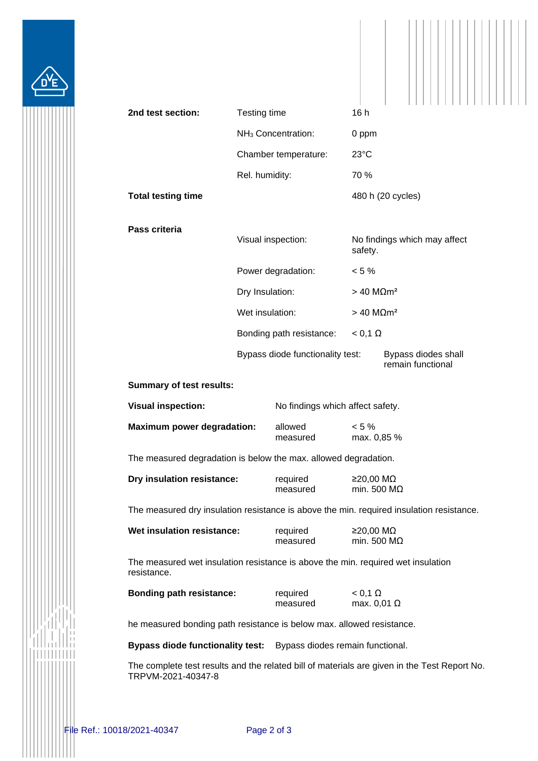| | | |
|---|---|---|
| **2nd test section:** | Testing time | 16 h |
| | $NH_3$ Concentration: | 0 ppm |
| | Chamber temperature: | 23°C |
| | Rel. humidity: | 70 % |
| **Total testing time** | | 480 h (20 cycles) |

| | | |
|---|---|---|
| **Pass criteria** | Visual inspection: | No findings which may affect safety. |
| | Power degradation: | < 5 % |
| | Dry Insulation: | > 40 MΩm² |
| | Wet insulation: | > 40 MΩm² |
| | Bonding path resistance: | < 0,1 Ω |
| | Bypass diode functionality test: | Bypass diodes shall remain functional |

**Summary of test results:**

**Visual inspection:** No findings which affect safety.

| | | |
|---|---|---|
| **Maximum power degradation:** | allowed<br>measured | < 5 %<br>max. 0,85 % |

The measured degradation is below the max. allowed degradation.

| | | |
|---|---|---|
| **Dry insulation resistance:** | required<br>measured | ≥20,00 MΩ<br>min. 500 MΩ |

The measured dry insulation resistance is above the min. required insulation resistance.

| | | |
|---|---|---|
| **Wet insulation resistance:** | required<br>measured | ≥20,00 MΩ<br>min. 500 MΩ |

The measured wet insulation resistance is above the min. required wet insulation resistance.

| | | |
|---|---|---|
| **Bonding path resistance:** | required<br>measured | < 0,1 Ω<br>max. 0,01 Ω |

he measured bonding path resistance is below max. allowed resistance.

**Bypass diode functionality test:** Bypass diodes remain functional.

The complete test results and the related bill of materials are given in the Test Report No. TRPVM-2021-40347-8

File Ref.: 10018/2021-40347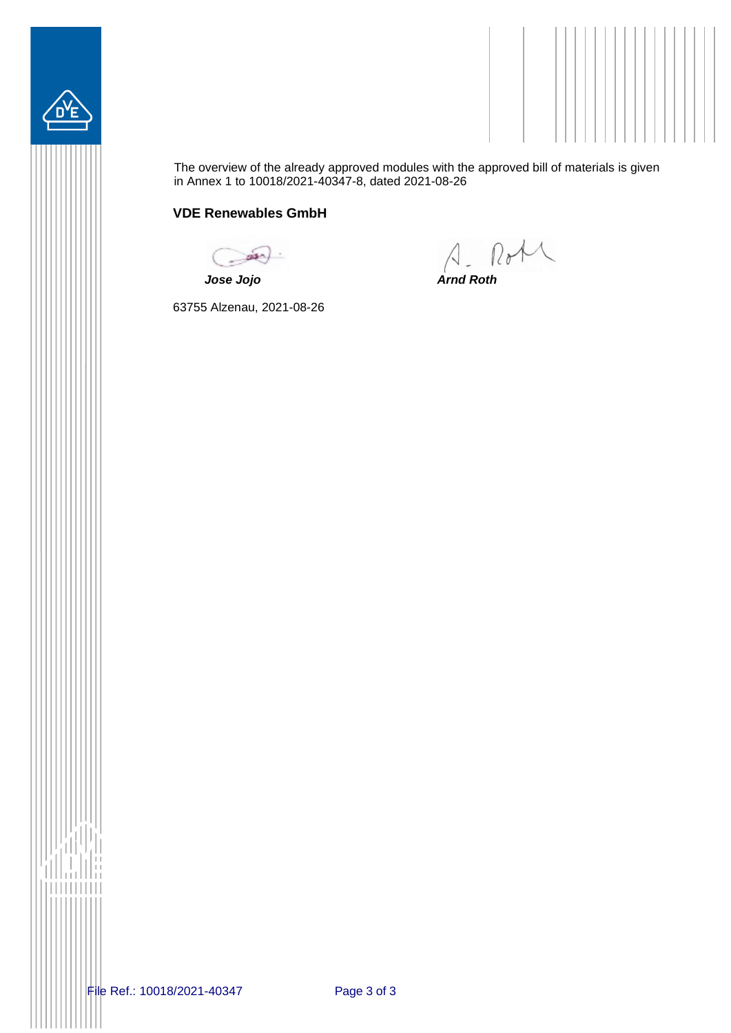The overview of the already approved modules with the approved bill of materials is given in Annex 1 to 10018/2021-40347-8, dated 2021-08-26

**VDE Renewables GmbH**

***Jose Jojo*** ***Arnd Roth***

63755 Alzenau, 2021-08-26

File Ref.: 10018/2021-40347